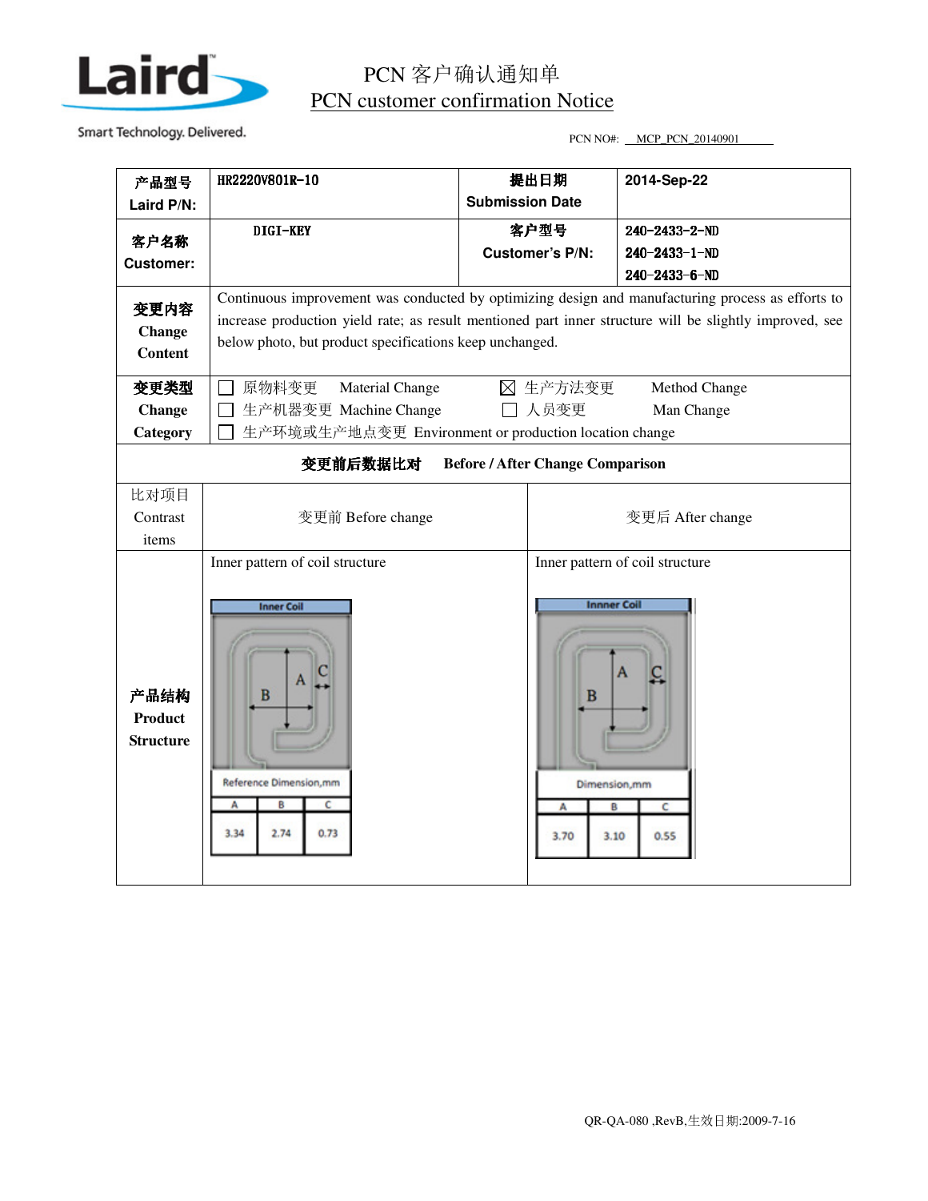# PCN 客户确认通知单

## PCN customer confirmation Notice

PCN NO#: MCP_PCN_20140901

| 产品型号 Laird P/N: | HR2220V801R-10 | 提出日期 Submission Date | 2014-Sep-22 |
|---|---|---|---|
| 客户名称 Customer: | DIGI-KEY | 客户型号 Customer's P/N: | 240-2433-2-ND<br>240-2433-1-ND<br>240-2433-6-ND |
| 变更内容 Change Content | Continuous improvement was conducted by optimizing design and manufacturing process as efforts to increase production yield rate; as result mentioned part inner structure will be slightly improved, see below photo, but product specifications keep unchanged. | | |
| 变更类型 Change Category | ☐ 原物料变更 Material Change ☒ 生产方法变更 Method Change<br>☐ 生产机器变更 Machine Change ☐ 人员变更 Man Change<br>☐ 生产环境或生产地点变更 Environment or production location change | | |

**变更前后数据比对 Before / After Change Comparison**

| 比对项目 Contrast items | 变更前 Before change | 变更后 After change |
|---|---|---|
| 产品结构 Product Structure | Inner pattern of coil structure<br>Inner Coil<br>Reference Dimension,mm<br>A: 3.34, B: 2.74, C: 0.73 | Inner pattern of coil structure<br>Innner Coil<br>Dimension,mm<br>A: 3.70, B: 3.10, C: 0.55 |

QR-QA-080 ,RevB,生效日期:2009-7-16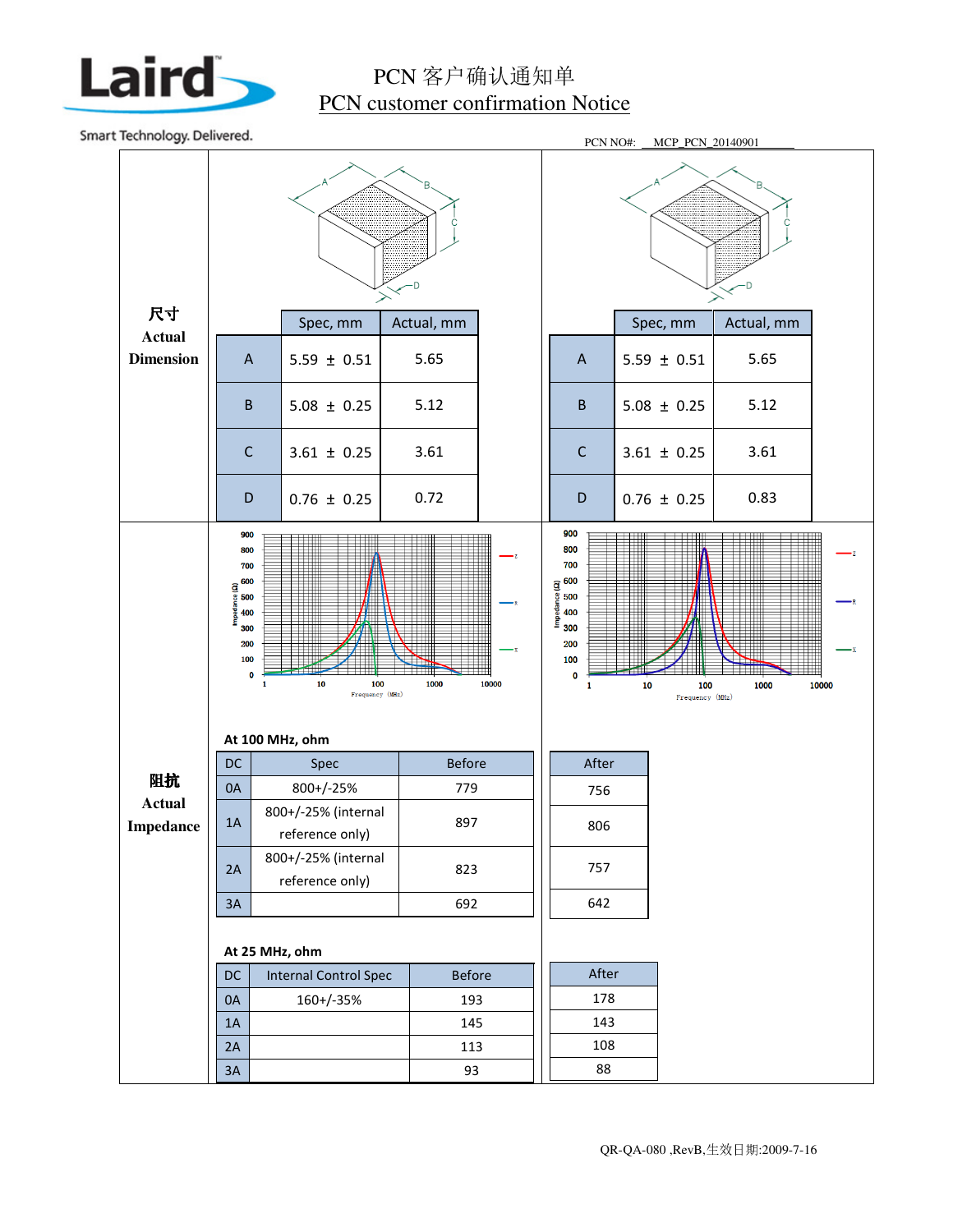# PCN 客户确认通知单

## PCN customer confirmation Notice

PCN NO#: MCP_PCN_20140901

### 尺寸 Actual Dimension

|   | Spec, mm | Actual, mm |
|---|---|---|
| A | 5.59 ± 0.51 | 5.65 |
| B | 5.08 ± 0.25 | 5.12 |
| C | 3.61 ± 0.25 | 3.61 |
| D | 0.76 ± 0.25 | 0.72 |

|   | Spec, mm | Actual, mm |
|---|---|---|
| A | 5.59 ± 0.51 | 5.65 |
| B | 5.08 ± 0.25 | 5.12 |
| C | 3.61 ± 0.25 | 3.61 |
| D | 0.76 ± 0.25 | 0.83 |

### 阻抗 Actual Impedance

At 100 MHz, ohm

| DC | Spec | Before | After |
|---|---|---|---|
| 0A | 800+/-25% | 779 | 756 |
| 1A | 800+/-25% (internal reference only) | 897 | 806 |
| 2A | 800+/-25% (internal reference only) | 823 | 757 |
| 3A | | 692 | 642 |

At 25 MHz, ohm

| DC | Internal Control Spec | Before | After |
|---|---|---|---|
| 0A | 160+/-35% | 193 | 178 |
| 1A | | 145 | 143 |
| 2A | | 113 | 108 |
| 3A | | 93 | 88 |

QR-QA-080 ,RevB,生效日期:2009-7-16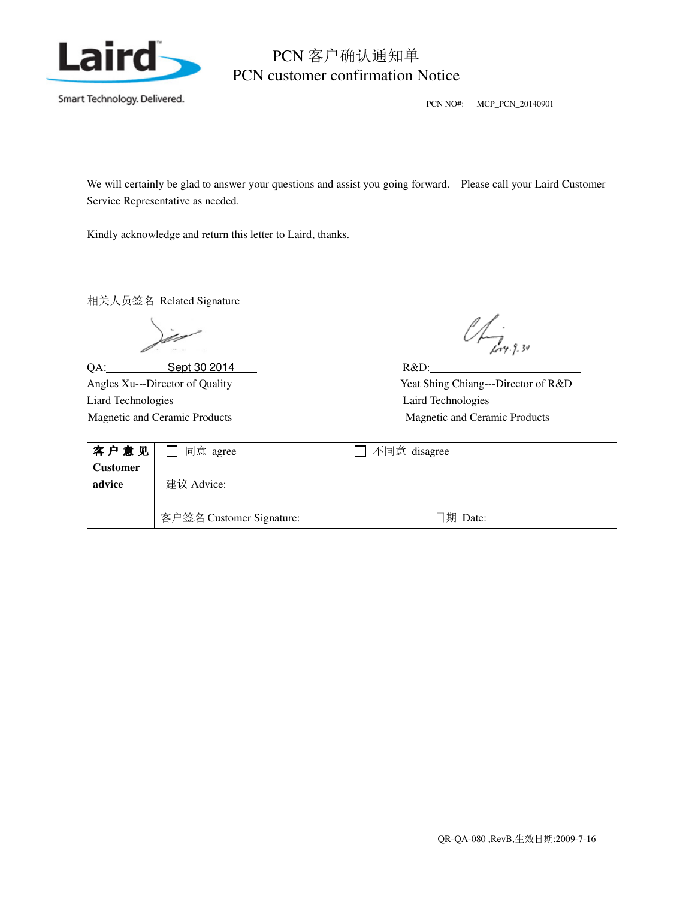# PCN 客户确认通知单

# PCN customer confirmation Notice

PCN NO#: MCP_PCN_20140901

We will certainly be glad to answer your questions and assist you going forward. Please call your Laird Customer Service Representative as needed.

Kindly acknowledge and return this letter to Laird, thanks.

相关人员签名 Related Signature

QA: Sept 30 2014
Angles Xu---Director of Quality
Liard Technologies
Magnetic and Ceramic Products

R&D: 2014.9.30
Yeat Shing Chiang---Director of R&D
Laird Technologies
Magnetic and Ceramic Products

| | | |
|---|---|---|
| **客户意见 Customer advice** | ☐ 同意 agree | ☐ 不同意 disagree |
| | 建议 Advice: | |
| | 客户签名 Customer Signature: | 日期 Date: |

QR-QA-080 ,RevB,生效日期:2009-7-16